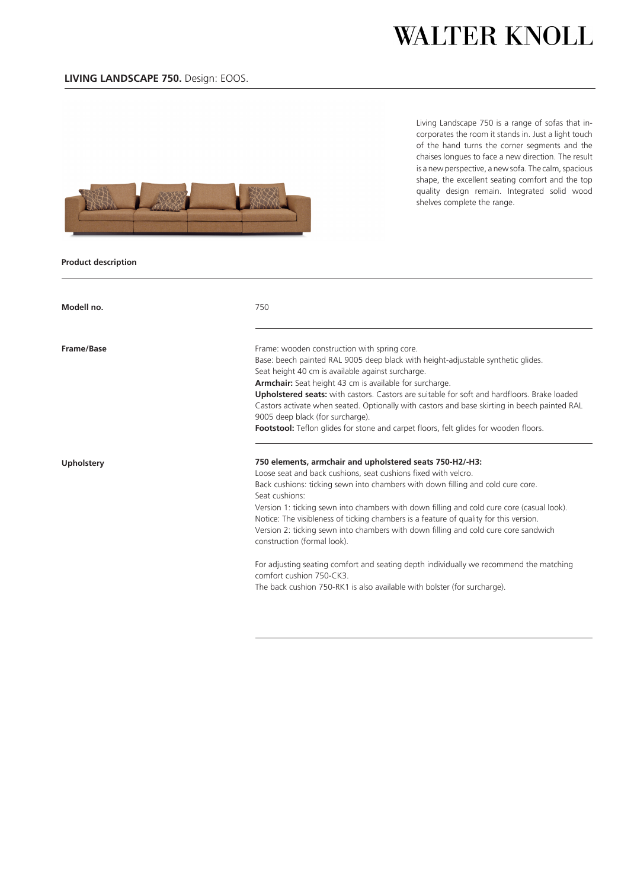# WALTER KNOLL

## LIVING LANDSCAPE 750. Design: EOOS.

Living Landscape 750 is a range of sofas that incorporates the room it stands in. Just a light touch of the hand turns the corner segments and the chaises longues to face a new direction. The result is a new perspective, a new sofa. The calm, spacious shape, the excellent seating comfort and the top quality design remain. Integrated solid wood shelves complete the range.

### Product description

**Modell no.**

750

**Frame/Base**

Frame: wooden construction with spring core.
Base: beech painted RAL 9005 deep black with height-adjustable synthetic glides.
Seat height 40 cm is available against surcharge.
**Armchair:** Seat height 43 cm is available for surcharge.
**Upholstered seats:** with castors. Castors are suitable for soft and hardfloors. Brake loaded Castors activate when seated. Optionally with castors and base skirting in beech painted RAL 9005 deep black (for surcharge).
**Footstool:** Teflon glides for stone and carpet floors, felt glides for wooden floors.

**Upholstery**

**750 elements, armchair and upholstered seats 750-H2/-H3:**
Loose seat and back cushions, seat cushions fixed with velcro.
Back cushions: ticking sewn into chambers with down filling and cold cure core.
Seat cushions:
Version 1: ticking sewn into chambers with down filling and cold cure core (casual look).
Notice: The visibleness of ticking chambers is a feature of quality for this version.
Version 2: ticking sewn into chambers with down filling and cold cure core sandwich construction (formal look).

For adjusting seating comfort and seating depth individually we recommend the matching comfort cushion 750-CK3.
The back cushion 750-RK1 is also available with bolster (for surcharge).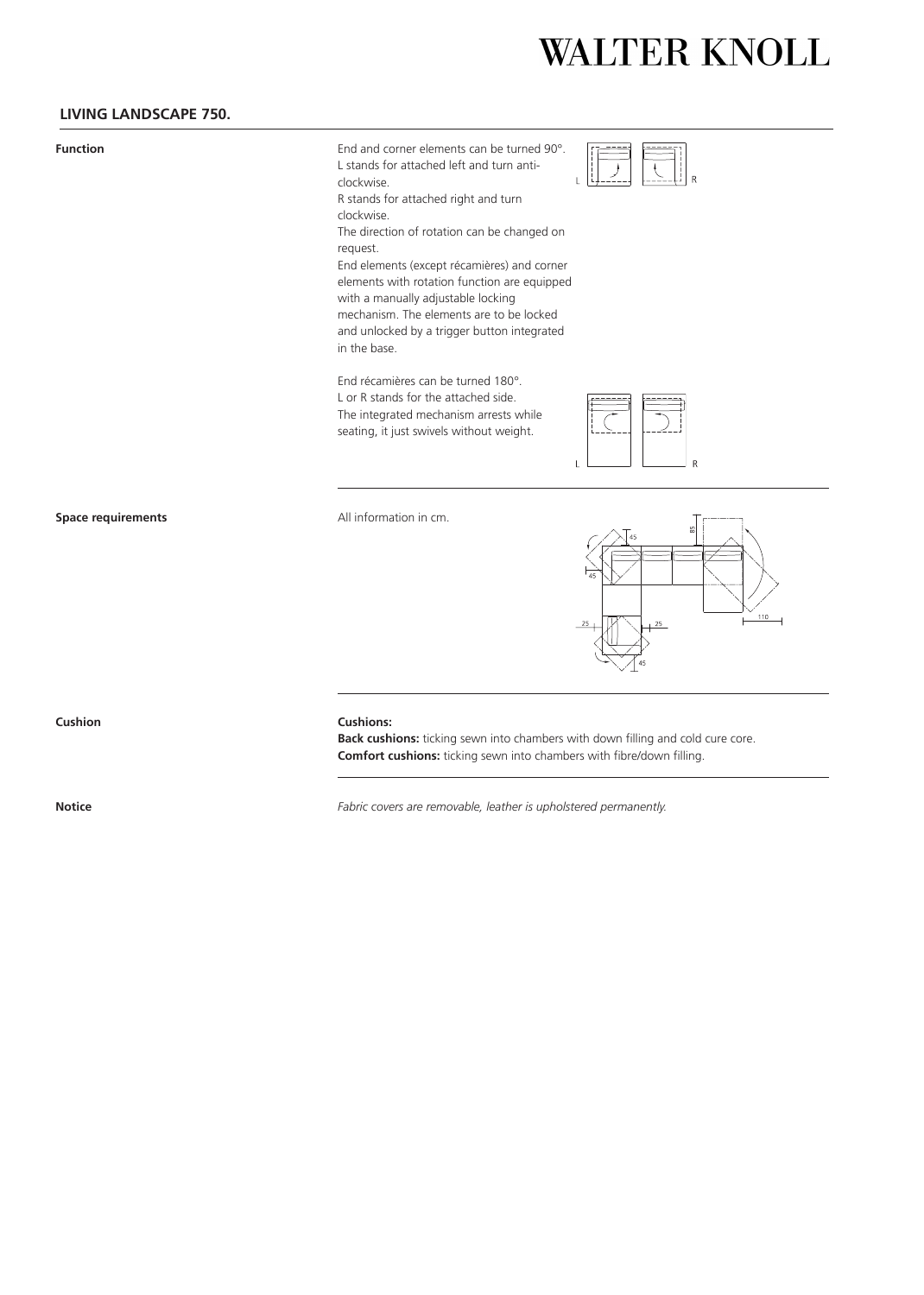## LIVING LANDSCAPE 750.

**Function**

End and corner elements can be turned 90°. L stands for attached left and turn anti-clockwise.
R stands for attached right and turn clockwise.
The direction of rotation can be changed on request.
End elements (except récamières) and corner elements with rotation function are equipped with a manually adjustable locking mechanism. The elements are to be locked and unlocked by a trigger button integrated in the base.

End récamières can be turned 180°.
L or R stands for the attached side.
The integrated mechanism arrests while seating, it just swivels without weight.

**Space requirements**

All information in cm.

**Cushion**

**Cushions:**
**Back cushions:** ticking sewn into chambers with down filling and cold cure core.
**Comfort cushions:** ticking sewn into chambers with fibre/down filling.

**Notice**

*Fabric covers are removable, leather is upholstered permanently.*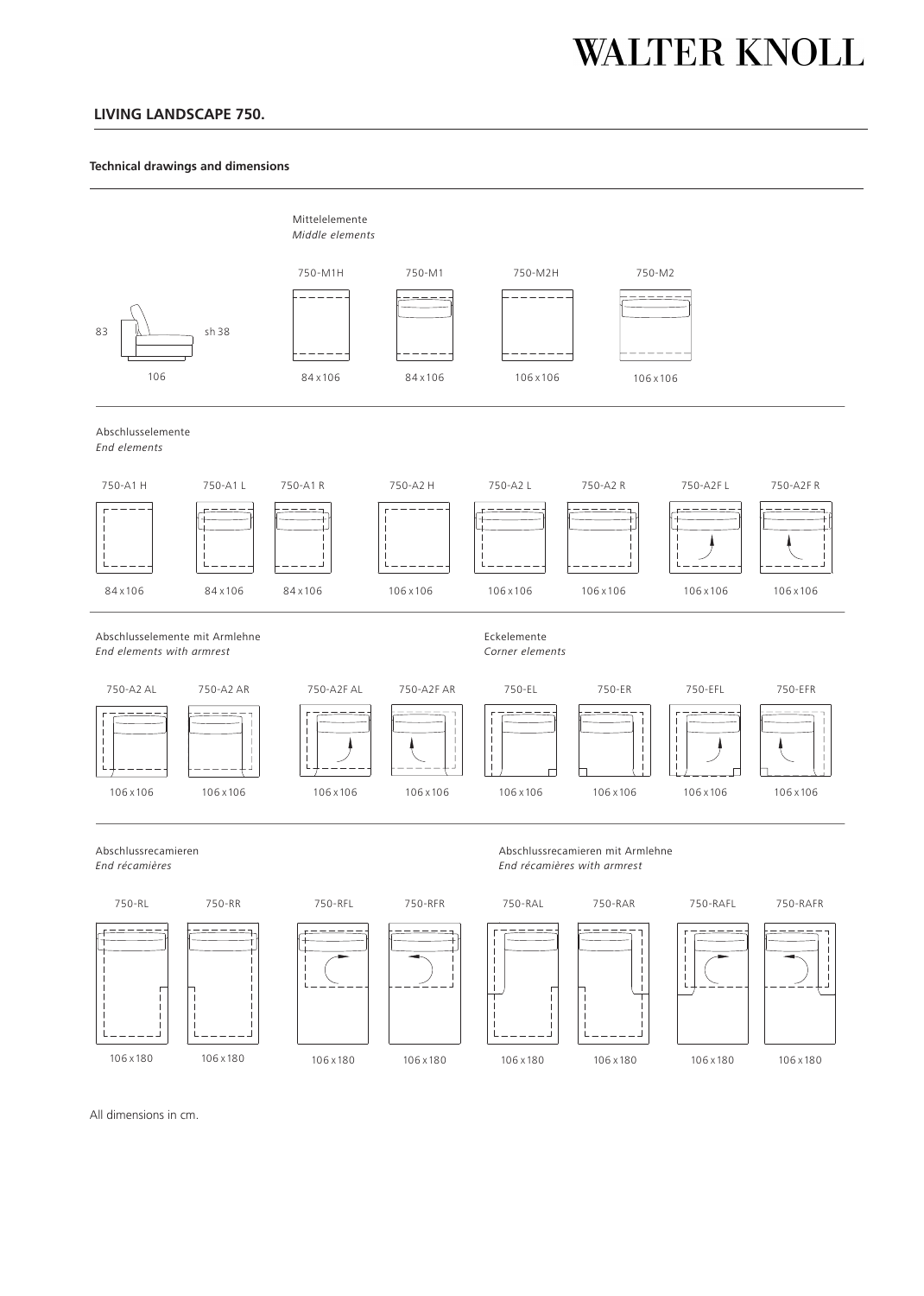# LIVING LANDSCAPE 750.

**Technical drawings and dimensions**

83 | sh 38 | 106

## Mittelelemente
*Middle elements*

| 750-M1H | 750-M1 | 750-M2H | 750-M2 |
|---|---|---|---|
| 84 x 106 | 84 x 106 | 106 x 106 | 106 x 106 |

## Abschlusselemente
*End elements*

| 750-A1 H | 750-A1 L | 750-A1 R | 750-A2 H | 750-A2 L | 750-A2 R | 750-A2F L | 750-A2F R |
|---|---|---|---|---|---|---|---|
| 84 x 106 | 84 x 106 | 84 x 106 | 106 x 106 | 106 x 106 | 106 x 106 | 106 x 106 | 106 x 106 |

## Abschlusselemente mit Armlehne
*End elements with armrest*

| 750-A2 AL | 750-A2 AR | 750-A2F AL | 750-A2F AR |
|---|---|---|---|
| 106 x 106 | 106 x 106 | 106 x 106 | 106 x 106 |

## Eckelemente
*Corner elements*

| 750-EL | 750-ER | 750-EFL | 750-EFR |
|---|---|---|---|
| 106 x 106 | 106 x 106 | 106 x 106 | 106 x 106 |

## Abschlussrecamieren
*End récamières*

| 750-RL | 750-RR | 750-RFL | 750-RFR |
|---|---|---|---|
| 106 x 180 | 106 x 180 | 106 x 180 | 106 x 180 |

## Abschlussrecamieren mit Armlehne
*End récamières with armrest*

| 750-RAL | 750-RAR | 750-RAFL | 750-RAFR |
|---|---|---|---|
| 106 x 180 | 106 x 180 | 106 x 180 | 106 x 180 |

All dimensions in cm.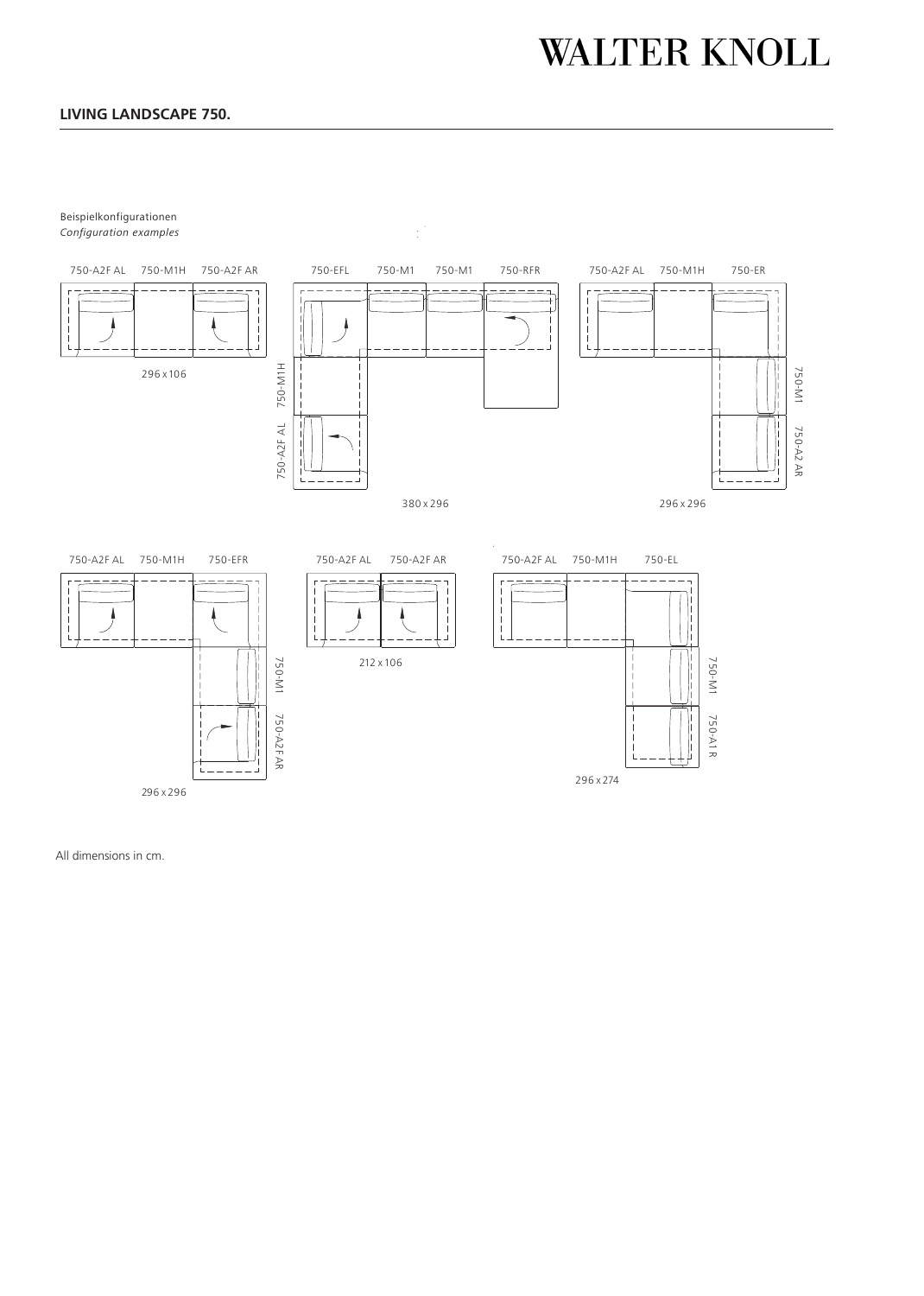## LIVING LANDSCAPE 750.

Beispielkonfigurationen
*Configuration examples*

750-A2F AL 750-M1H 750-A2F AR

296 x 106

750-EFL 750-M1 750-M1 750-RFR

750-M1H

750-A2F AL

380 x 296

750-A2F AL 750-M1H 750-ER

750-M1

750-A2 AR

296 x 296

750-A2F AL 750-M1H 750-EFR

750-M1

750-A2F AR

296 x 296

750-A2F AL 750-A2F AR

212 x 106

750-A2F AL 750-M1H 750-EL

750-M1

750-A1 R

296 x 274

All dimensions in cm.